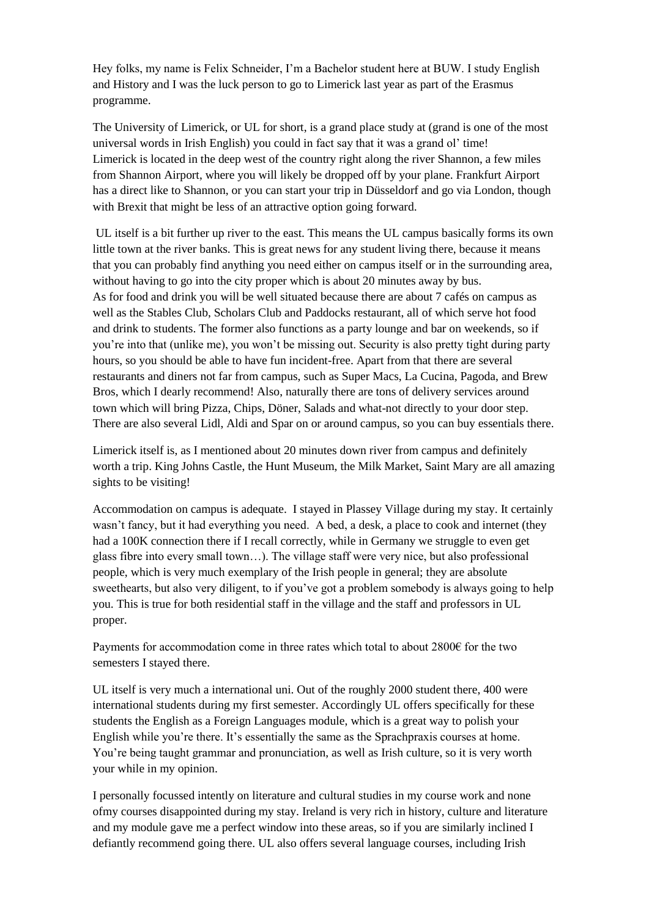Hey folks, my name is Felix Schneider, I'm a Bachelor student here at BUW. I study English and History and I was the luck person to go to Limerick last year as part of the Erasmus programme.

The University of Limerick, or UL for short, is a grand place study at (grand is one of the most universal words in Irish English) you could in fact say that it was a grand ol' time!
Limerick is located in the deep west of the country right along the river Shannon, a few miles from Shannon Airport, where you will likely be dropped off by your plane. Frankfurt Airport has a direct like to Shannon, or you can start your trip in Düsseldorf and go via London, though with Brexit that might be less of an attractive option going forward.

UL itself is a bit further up river to the east. This means the UL campus basically forms its own little town at the river banks. This is great news for any student living there, because it means that you can probably find anything you need either on campus itself or in the surrounding area, without having to go into the city proper which is about 20 minutes away by bus.
As for food and drink you will be well situated because there are about 7 cafés on campus as well as the Stables Club, Scholars Club and Paddocks restaurant, all of which serve hot food and drink to students. The former also functions as a party lounge and bar on weekends, so if you're into that (unlike me), you won't be missing out. Security is also pretty tight during party hours, so you should be able to have fun incident-free. Apart from that there are several restaurants and diners not far from campus, such as Super Macs, La Cucina, Pagoda, and Brew Bros, which I dearly recommend! Also, naturally there are tons of delivery services around town which will bring Pizza, Chips, Döner, Salads and what-not directly to your door step. There are also several Lidl, Aldi and Spar on or around campus, so you can buy essentials there.

Limerick itself is, as I mentioned about 20 minutes down river from campus and definitely worth a trip. King Johns Castle, the Hunt Museum, the Milk Market, Saint Mary are all amazing sights to be visiting!

Accommodation on campus is adequate. I stayed in Plassey Village during my stay. It certainly wasn't fancy, but it had everything you need. A bed, a desk, a place to cook and internet (they had a 100K connection there if I recall correctly, while in Germany we struggle to even get glass fibre into every small town…). The village staff were very nice, but also professional people, which is very much exemplary of the Irish people in general; they are absolute sweethearts, but also very diligent, to if you've got a problem somebody is always going to help you. This is true for both residential staff in the village and the staff and professors in UL proper.

Payments for accommodation come in three rates which total to about 2800€ for the two semesters I stayed there.

UL itself is very much a international uni. Out of the roughly 2000 student there, 400 were international students during my first semester. Accordingly UL offers specifically for these students the English as a Foreign Languages module, which is a great way to polish your English while you're there. It's essentially the same as the Sprachpraxis courses at home. You're being taught grammar and pronunciation, as well as Irish culture, so it is very worth your while in my opinion.

I personally focussed intently on literature and cultural studies in my course work and none ofmy courses disappointed during my stay. Ireland is very rich in history, culture and literature and my module gave me a perfect window into these areas, so if you are similarly inclined I defiantly recommend going there. UL also offers several language courses, including Irish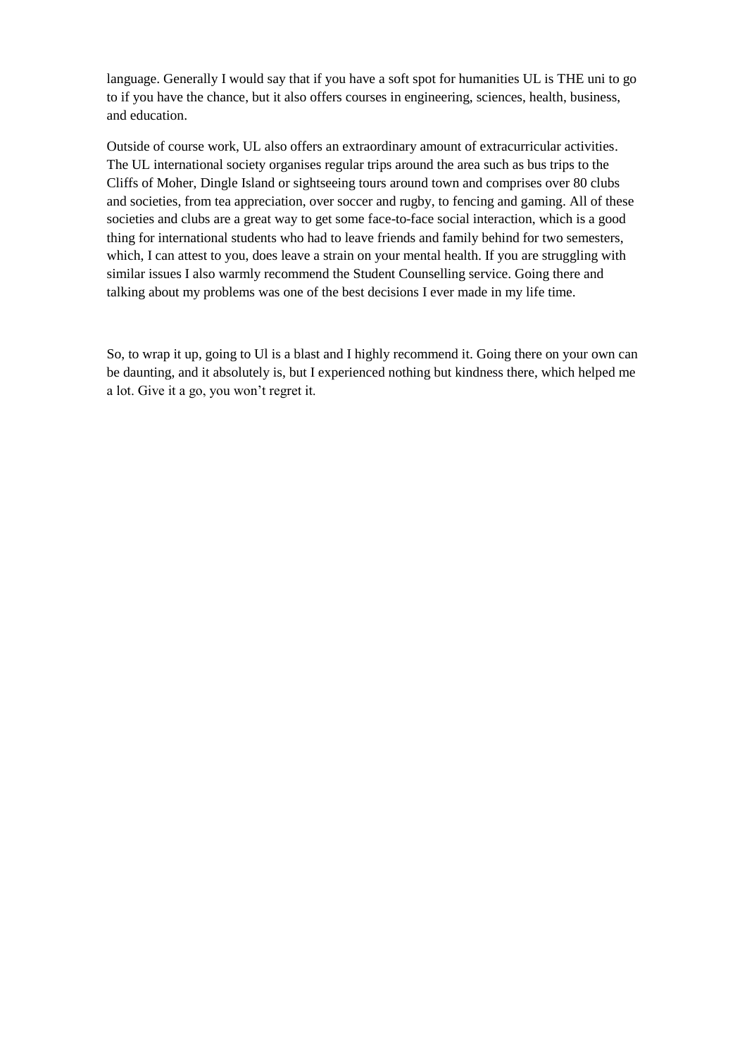language. Generally I would say that if you have a soft spot for humanities UL is THE uni to go to if you have the chance, but it also offers courses in engineering, sciences, health, business, and education.

Outside of course work, UL also offers an extraordinary amount of extracurricular activities. The UL international society organises regular trips around the area such as bus trips to the Cliffs of Moher, Dingle Island or sightseeing tours around town and comprises over 80 clubs and societies, from tea appreciation, over soccer and rugby, to fencing and gaming. All of these societies and clubs are a great way to get some face-to-face social interaction, which is a good thing for international students who had to leave friends and family behind for two semesters, which, I can attest to you, does leave a strain on your mental health. If you are struggling with similar issues I also warmly recommend the Student Counselling service. Going there and talking about my problems was one of the best decisions I ever made in my life time.

So, to wrap it up, going to Ul is a blast and I highly recommend it. Going there on your own can be daunting, and it absolutely is, but I experienced nothing but kindness there, which helped me a lot. Give it a go, you won't regret it.